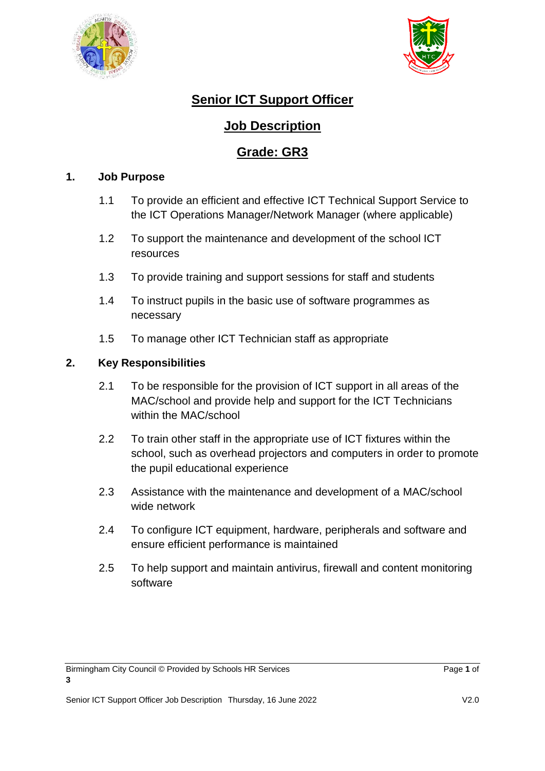# Senior ICT Support Officer

## Job Description

## Grade: GR3

### 1. Job Purpose

1.1 To provide an efficient and effective ICT Technical Support Service to the ICT Operations Manager/Network Manager (where applicable)

1.2 To support the maintenance and development of the school ICT resources

1.3 To provide training and support sessions for staff and students

1.4 To instruct pupils in the basic use of software programmes as necessary

1.5 To manage other ICT Technician staff as appropriate

### 2. Key Responsibilities

2.1 To be responsible for the provision of ICT support in all areas of the MAC/school and provide help and support for the ICT Technicians within the MAC/school

2.2 To train other staff in the appropriate use of ICT fixtures within the school, such as overhead projectors and computers in order to promote the pupil educational experience

2.3 Assistance with the maintenance and development of a MAC/school wide network

2.4 To configure ICT equipment, hardware, peripherals and software and ensure efficient performance is maintained

2.5 To help support and maintain antivirus, firewall and content monitoring software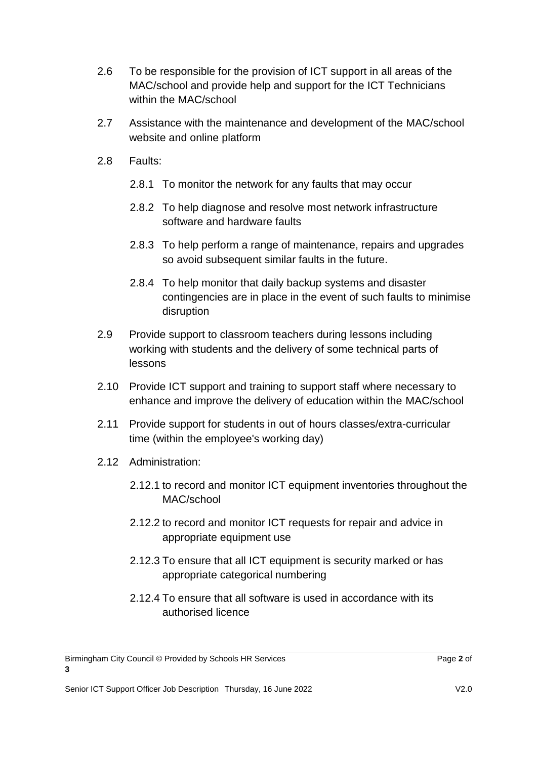2.6 To be responsible for the provision of ICT support in all areas of the MAC/school and provide help and support for the ICT Technicians within the MAC/school

2.7 Assistance with the maintenance and development of the MAC/school website and online platform

2.8 Faults:

 2.8.1 To monitor the network for any faults that may occur

 2.8.2 To help diagnose and resolve most network infrastructure software and hardware faults

 2.8.3 To help perform a range of maintenance, repairs and upgrades so avoid subsequent similar faults in the future.

 2.8.4 To help monitor that daily backup systems and disaster contingencies are in place in the event of such faults to minimise disruption

2.9 Provide support to classroom teachers during lessons including working with students and the delivery of some technical parts of lessons

2.10 Provide ICT support and training to support staff where necessary to enhance and improve the delivery of education within the MAC/school

2.11 Provide support for students in out of hours classes/extra-curricular time (within the employee's working day)

2.12 Administration:

 2.12.1 to record and monitor ICT equipment inventories throughout the MAC/school

 2.12.2 to record and monitor ICT requests for repair and advice in appropriate equipment use

 2.12.3 To ensure that all ICT equipment is security marked or has appropriate categorical numbering

 2.12.4 To ensure that all software is used in accordance with its authorised licence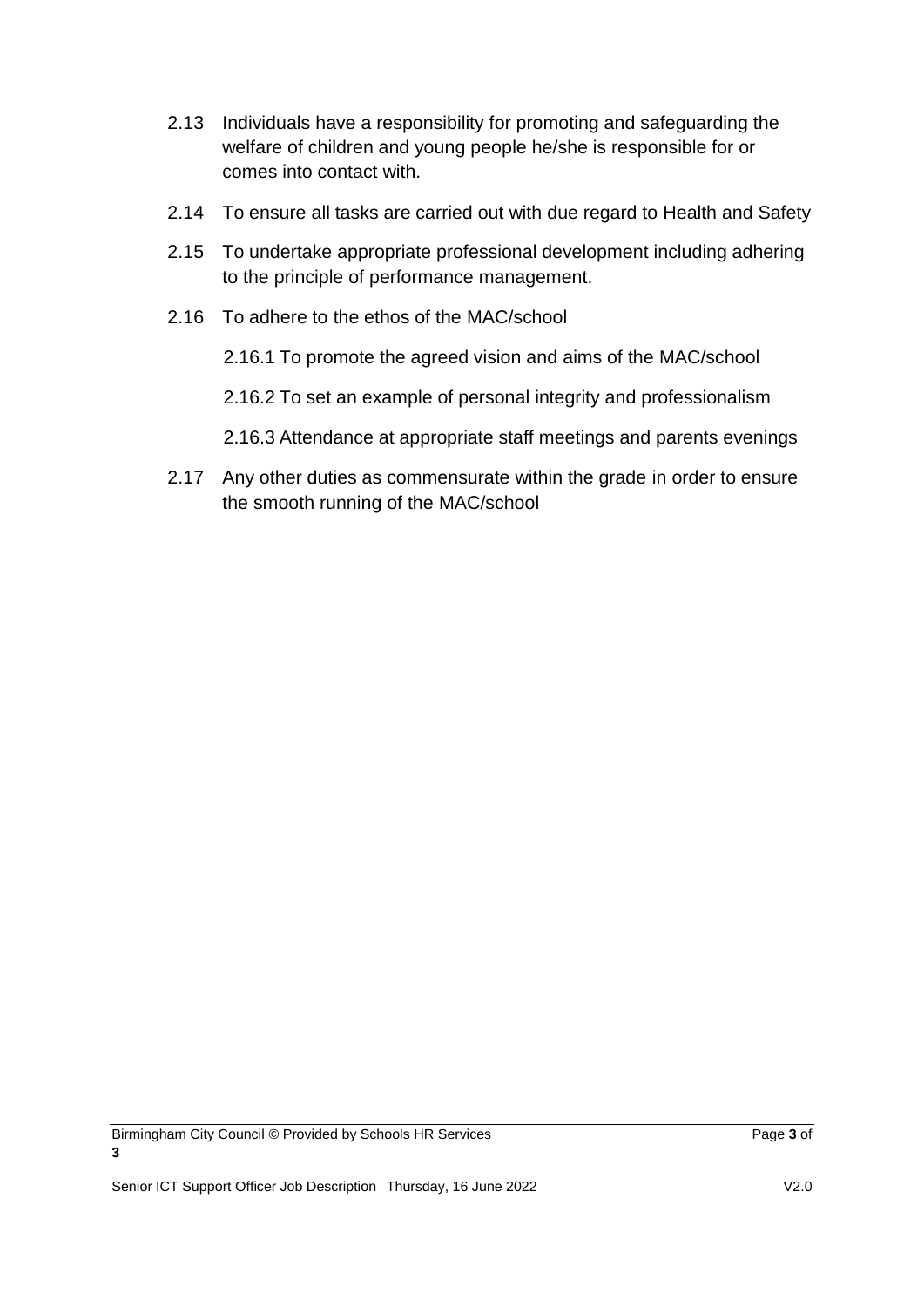2.13 Individuals have a responsibility for promoting and safeguarding the welfare of children and young people he/she is responsible for or comes into contact with.

2.14 To ensure all tasks are carried out with due regard to Health and Safety

2.15 To undertake appropriate professional development including adhering to the principle of performance management.

2.16 To adhere to the ethos of the MAC/school

   2.16.1 To promote the agreed vision and aims of the MAC/school

   2.16.2 To set an example of personal integrity and professionalism

   2.16.3 Attendance at appropriate staff meetings and parents evenings

2.17 Any other duties as commensurate within the grade in order to ensure the smooth running of the MAC/school